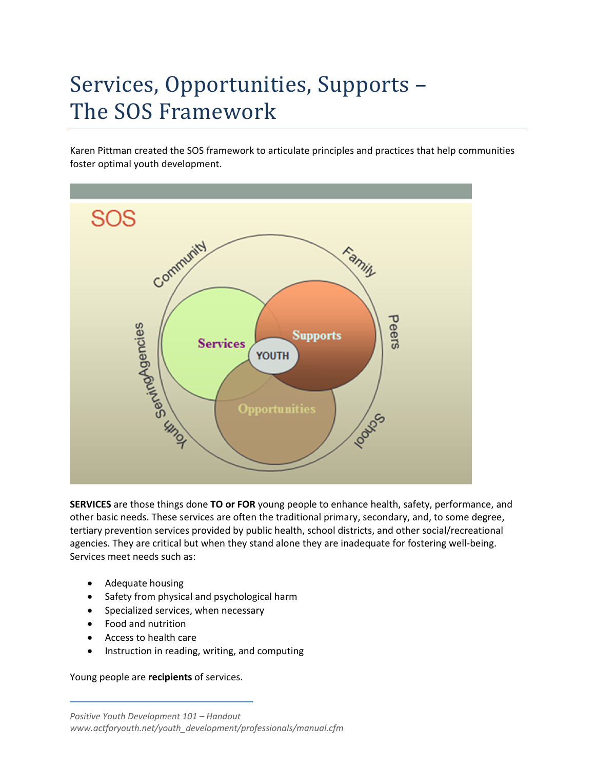# Services, Opportunities, Supports – The SOS Framework

Karen Pittman created the SOS framework to articulate principles and practices that help communities foster optimal youth development.

**SERVICES** are those things done **TO or FOR** young people to enhance health, safety, performance, and other basic needs. These services are often the traditional primary, secondary, and, to some degree, tertiary prevention services provided by public health, school districts, and other social/recreational agencies. They are critical but when they stand alone they are inadequate for fostering well-being. Services meet needs such as:

- Adequate housing
- Safety from physical and psychological harm
- Specialized services, when necessary
- Food and nutrition
- Access to health care
- Instruction in reading, writing, and computing

Young people are **recipients** of services.

*Positive Youth Development 101 – Handout*
*www.actforyouth.net/youth_development/professionals/manual.cfm*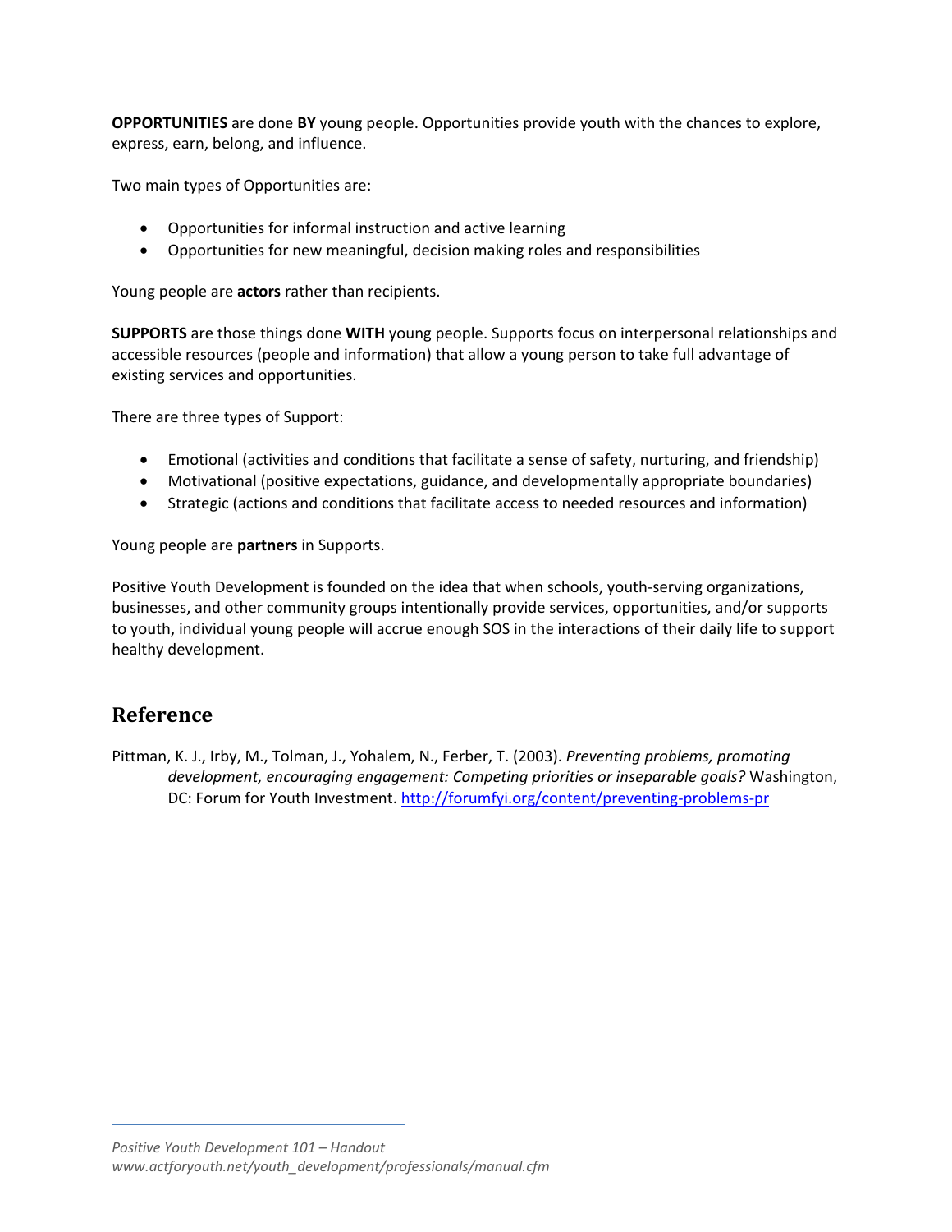**OPPORTUNITIES** are done **BY** young people. Opportunities provide youth with the chances to explore, express, earn, belong, and influence.

Two main types of Opportunities are:

- Opportunities for informal instruction and active learning
- Opportunities for new meaningful, decision making roles and responsibilities

Young people are **actors** rather than recipients.

**SUPPORTS** are those things done **WITH** young people. Supports focus on interpersonal relationships and accessible resources (people and information) that allow a young person to take full advantage of existing services and opportunities.

There are three types of Support:

- Emotional (activities and conditions that facilitate a sense of safety, nurturing, and friendship)
- Motivational (positive expectations, guidance, and developmentally appropriate boundaries)
- Strategic (actions and conditions that facilitate access to needed resources and information)

Young people are **partners** in Supports.

Positive Youth Development is founded on the idea that when schools, youth-serving organizations, businesses, and other community groups intentionally provide services, opportunities, and/or supports to youth, individual young people will accrue enough SOS in the interactions of their daily life to support healthy development.

## Reference

Pittman, K. J., Irby, M., Tolman, J., Yohalem, N., Ferber, T. (2003). *Preventing problems, promoting development, encouraging engagement: Competing priorities or inseparable goals?* Washington, DC: Forum for Youth Investment. http://forumfyi.org/content/preventing-problems-pr

*Positive Youth Development 101 – Handout*
*www.actforyouth.net/youth_development/professionals/manual.cfm*